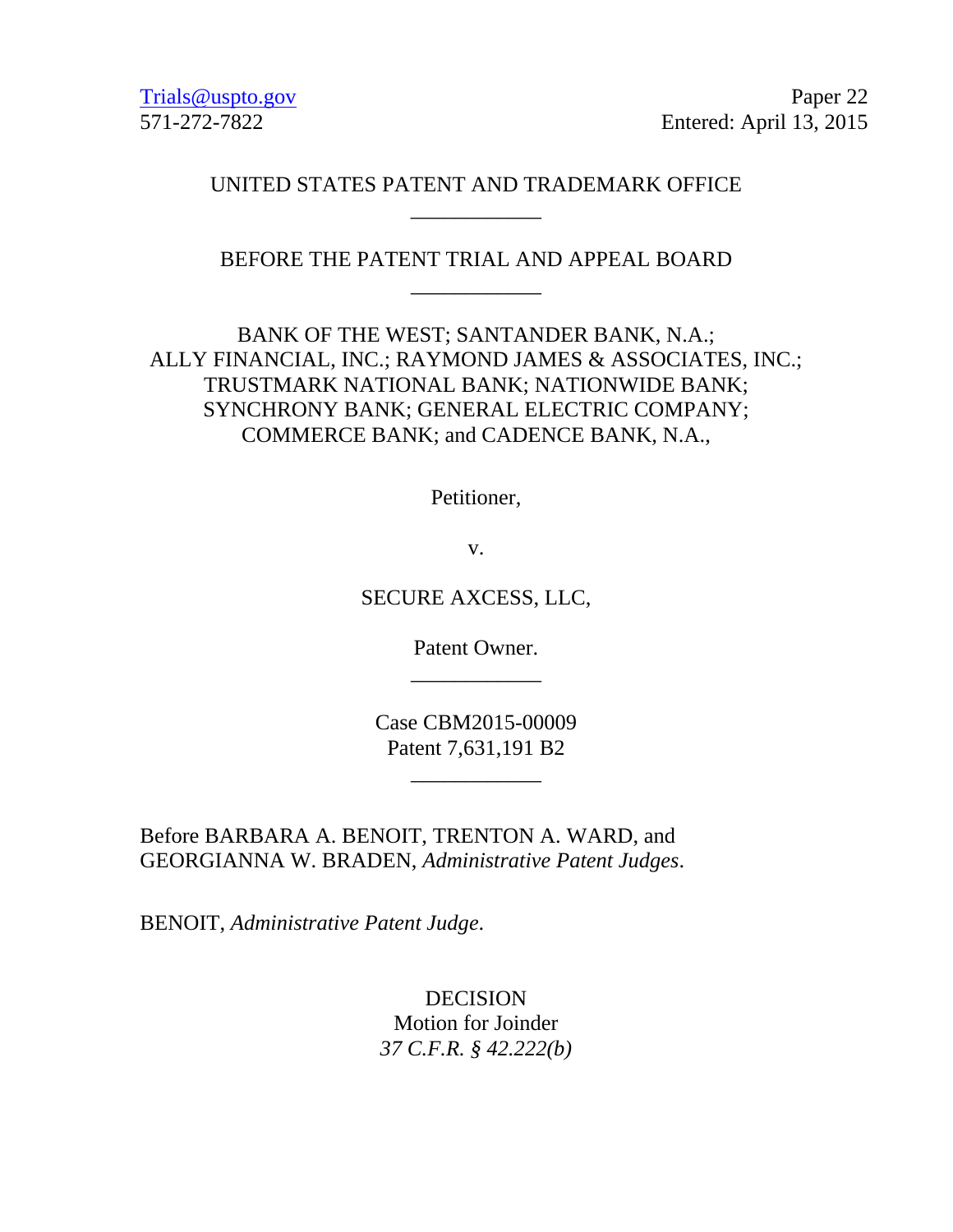Trials@uspto.gov
571-272-7822

Paper 22
Entered: April 13, 2015

UNITED STATES PATENT AND TRADEMARK OFFICE

____________

BEFORE THE PATENT TRIAL AND APPEAL BOARD

____________

BANK OF THE WEST; SANTANDER BANK, N.A.;
ALLY FINANCIAL, INC.; RAYMOND JAMES & ASSOCIATES, INC.;
TRUSTMARK NATIONAL BANK; NATIONWIDE BANK;
SYNCHRONY BANK; GENERAL ELECTRIC COMPANY;
COMMERCE BANK; and CADENCE BANK, N.A.,

Petitioner,

v.

SECURE AXCESS, LLC,

Patent Owner.

____________

Case CBM2015-00009
Patent 7,631,191 B2

____________

Before BARBARA A. BENOIT, TRENTON A. WARD, and GEORGIANNA W. BRADEN, *Administrative Patent Judges*.

BENOIT, *Administrative Patent Judge*.

DECISION
Motion for Joinder
*37 C.F.R. § 42.222(b)*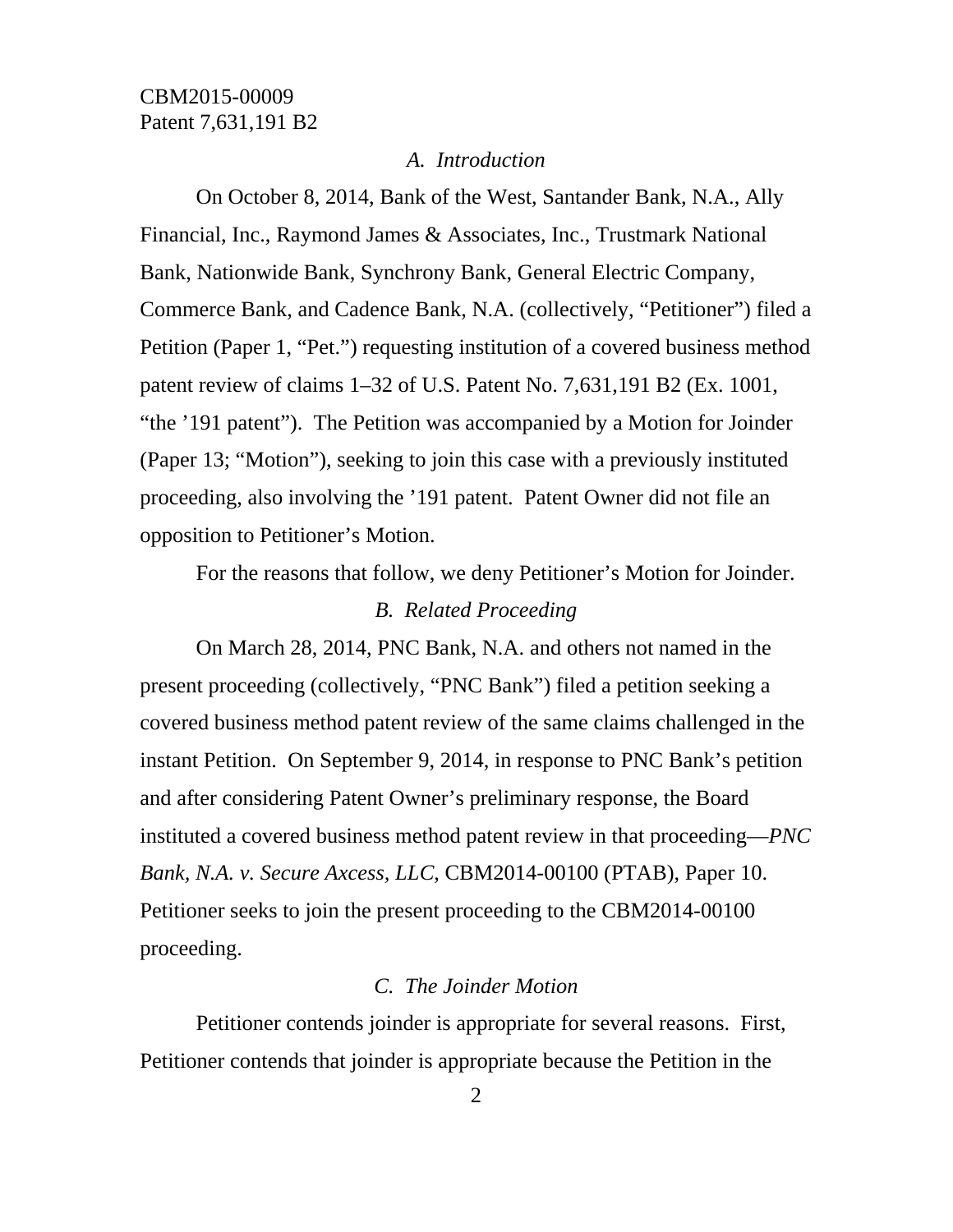### *A. Introduction*

On October 8, 2014, Bank of the West, Santander Bank, N.A., Ally Financial, Inc., Raymond James & Associates, Inc., Trustmark National Bank, Nationwide Bank, Synchrony Bank, General Electric Company, Commerce Bank, and Cadence Bank, N.A. (collectively, "Petitioner") filed a Petition (Paper 1, "Pet.") requesting institution of a covered business method patent review of claims 1–32 of U.S. Patent No. 7,631,191 B2 (Ex. 1001, "the '191 patent"). The Petition was accompanied by a Motion for Joinder (Paper 13; "Motion"), seeking to join this case with a previously instituted proceeding, also involving the '191 patent. Patent Owner did not file an opposition to Petitioner's Motion.

For the reasons that follow, we deny Petitioner's Motion for Joinder.

### *B. Related Proceeding*

On March 28, 2014, PNC Bank, N.A. and others not named in the present proceeding (collectively, "PNC Bank") filed a petition seeking a covered business method patent review of the same claims challenged in the instant Petition. On September 9, 2014, in response to PNC Bank's petition and after considering Patent Owner's preliminary response, the Board instituted a covered business method patent review in that proceeding—*PNC Bank, N.A. v. Secure Axcess, LLC*, CBM2014-00100 (PTAB), Paper 10. Petitioner seeks to join the present proceeding to the CBM2014-00100 proceeding.

### *C. The Joinder Motion*

Petitioner contends joinder is appropriate for several reasons. First, Petitioner contends that joinder is appropriate because the Petition in the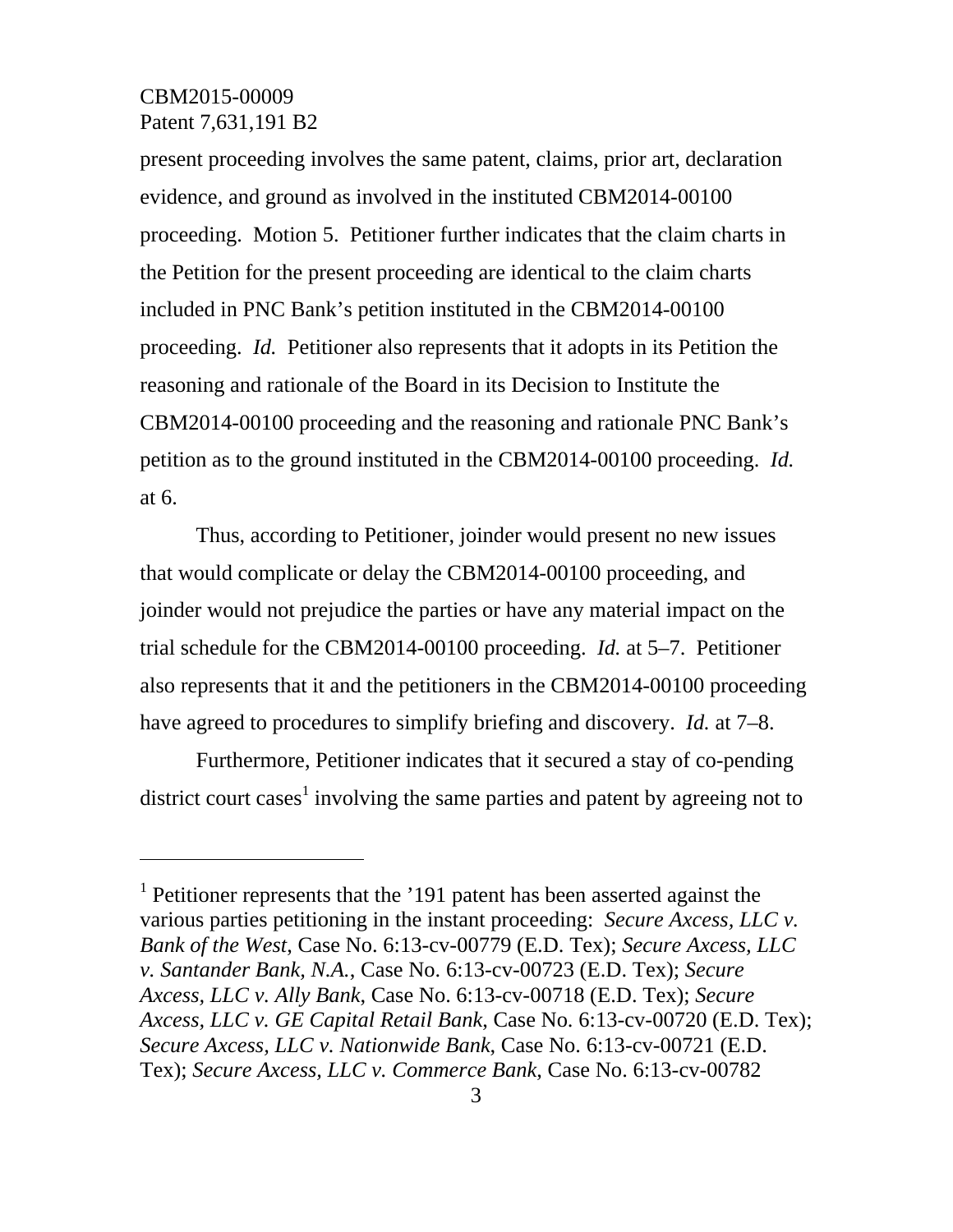present proceeding involves the same patent, claims, prior art, declaration evidence, and ground as involved in the instituted CBM2014-00100 proceeding. Motion 5. Petitioner further indicates that the claim charts in the Petition for the present proceeding are identical to the claim charts included in PNC Bank's petition instituted in the CBM2014-00100 proceeding. *Id.* Petitioner also represents that it adopts in its Petition the reasoning and rationale of the Board in its Decision to Institute the CBM2014-00100 proceeding and the reasoning and rationale PNC Bank's petition as to the ground instituted in the CBM2014-00100 proceeding. *Id.* at 6.

Thus, according to Petitioner, joinder would present no new issues that would complicate or delay the CBM2014-00100 proceeding, and joinder would not prejudice the parties or have any material impact on the trial schedule for the CBM2014-00100 proceeding. *Id.* at 5–7. Petitioner also represents that it and the petitioners in the CBM2014-00100 proceeding have agreed to procedures to simplify briefing and discovery. *Id.* at 7–8.

Furthermore, Petitioner indicates that it secured a stay of co-pending district court cases[1] involving the same parties and patent by agreeing not to

---

[1] Petitioner represents that the '191 patent has been asserted against the various parties petitioning in the instant proceeding: *Secure Axcess, LLC v. Bank of the West*, Case No. 6:13-cv-00779 (E.D. Tex); *Secure Axcess, LLC v. Santander Bank, N.A.*, Case No. 6:13-cv-00723 (E.D. Tex); *Secure Axcess, LLC v. Ally Bank*, Case No. 6:13-cv-00718 (E.D. Tex); *Secure Axcess, LLC v. GE Capital Retail Bank*, Case No. 6:13-cv-00720 (E.D. Tex); *Secure Axcess, LLC v. Nationwide Bank*, Case No. 6:13-cv-00721 (E.D. Tex); *Secure Axcess, LLC v. Commerce Bank*, Case No. 6:13-cv-00782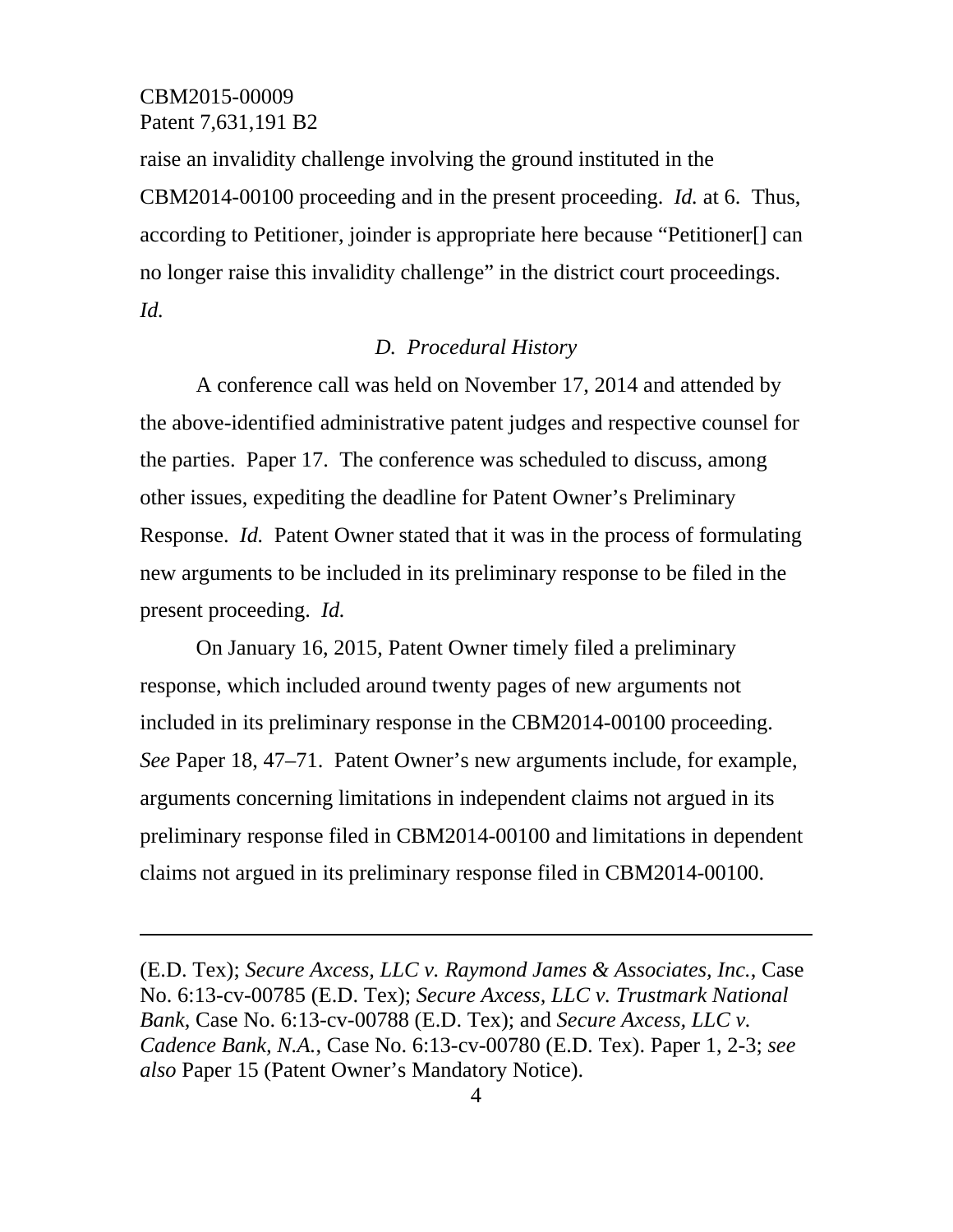raise an invalidity challenge involving the ground instituted in the CBM2014-00100 proceeding and in the present proceeding. *Id.* at 6. Thus, according to Petitioner, joinder is appropriate here because "Petitioner[] can no longer raise this invalidity challenge" in the district court proceedings. *Id.*

### *D. Procedural History*

A conference call was held on November 17, 2014 and attended by the above-identified administrative patent judges and respective counsel for the parties. Paper 17. The conference was scheduled to discuss, among other issues, expediting the deadline for Patent Owner's Preliminary Response. *Id.* Patent Owner stated that it was in the process of formulating new arguments to be included in its preliminary response to be filed in the present proceeding. *Id.*

On January 16, 2015, Patent Owner timely filed a preliminary response, which included around twenty pages of new arguments not included in its preliminary response in the CBM2014-00100 proceeding. *See* Paper 18, 47–71. Patent Owner's new arguments include, for example, arguments concerning limitations in independent claims not argued in its preliminary response filed in CBM2014-00100 and limitations in dependent claims not argued in its preliminary response filed in CBM2014-00100.

---

(E.D. Tex); *Secure Axcess, LLC v. Raymond James & Associates, Inc.*, Case No. 6:13-cv-00785 (E.D. Tex); *Secure Axcess, LLC v. Trustmark National Bank*, Case No. 6:13-cv-00788 (E.D. Tex); and *Secure Axcess, LLC v. Cadence Bank, N.A.*, Case No. 6:13-cv-00780 (E.D. Tex). Paper 1, 2-3; *see also* Paper 15 (Patent Owner's Mandatory Notice).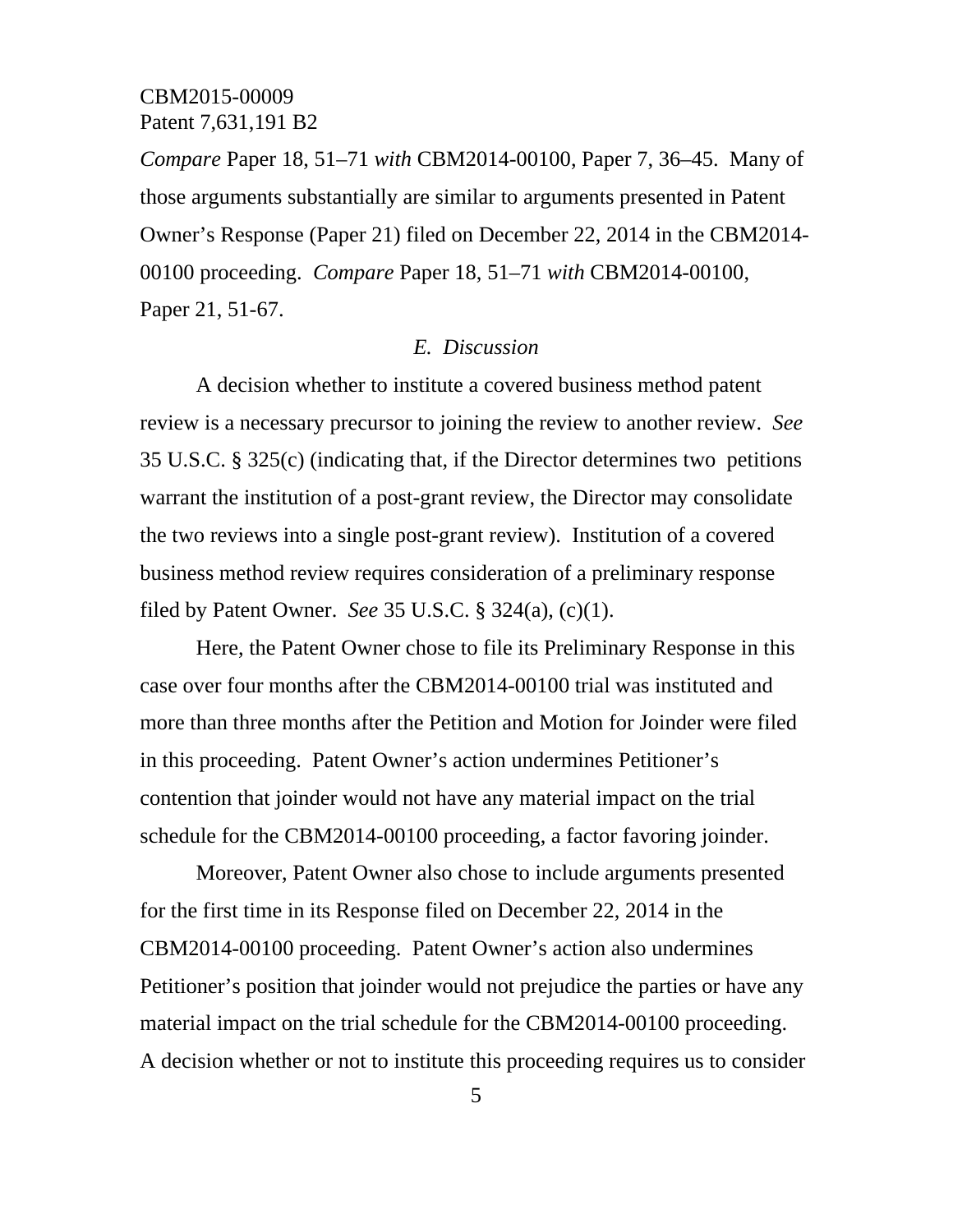*Compare* Paper 18, 51–71 *with* CBM2014-00100, Paper 7, 36–45. Many of those arguments substantially are similar to arguments presented in Patent Owner's Response (Paper 21) filed on December 22, 2014 in the CBM2014-00100 proceeding. *Compare* Paper 18, 51–71 *with* CBM2014-00100, Paper 21, 51-67.

### *E. Discussion*

A decision whether to institute a covered business method patent review is a necessary precursor to joining the review to another review. *See* 35 U.S.C. § 325(c) (indicating that, if the Director determines two petitions warrant the institution of a post-grant review, the Director may consolidate the two reviews into a single post-grant review). Institution of a covered business method review requires consideration of a preliminary response filed by Patent Owner. *See* 35 U.S.C. § 324(a), (c)(1).

Here, the Patent Owner chose to file its Preliminary Response in this case over four months after the CBM2014-00100 trial was instituted and more than three months after the Petition and Motion for Joinder were filed in this proceeding. Patent Owner's action undermines Petitioner's contention that joinder would not have any material impact on the trial schedule for the CBM2014-00100 proceeding, a factor favoring joinder.

Moreover, Patent Owner also chose to include arguments presented for the first time in its Response filed on December 22, 2014 in the CBM2014-00100 proceeding. Patent Owner's action also undermines Petitioner's position that joinder would not prejudice the parties or have any material impact on the trial schedule for the CBM2014-00100 proceeding. A decision whether or not to institute this proceeding requires us to consider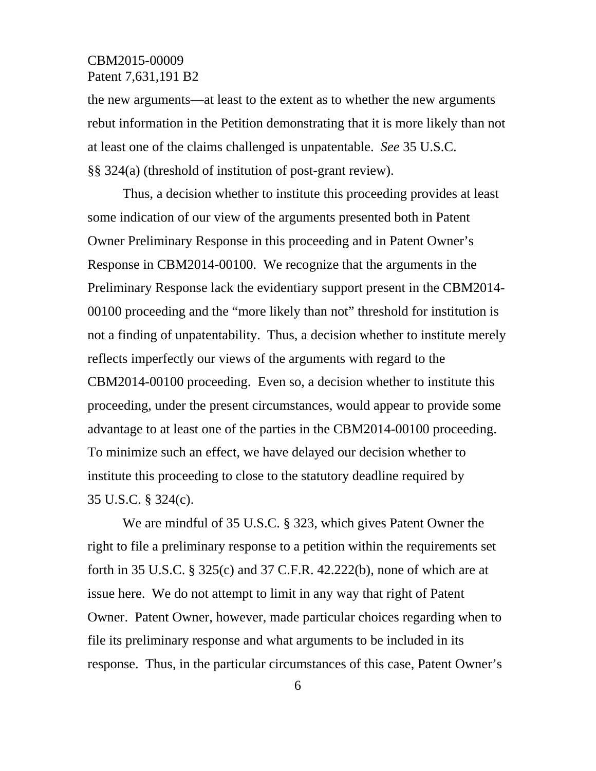the new arguments—at least to the extent as to whether the new arguments rebut information in the Petition demonstrating that it is more likely than not at least one of the claims challenged is unpatentable. *See* 35 U.S.C. §§ 324(a) (threshold of institution of post-grant review).

Thus, a decision whether to institute this proceeding provides at least some indication of our view of the arguments presented both in Patent Owner Preliminary Response in this proceeding and in Patent Owner's Response in CBM2014-00100. We recognize that the arguments in the Preliminary Response lack the evidentiary support present in the CBM2014-00100 proceeding and the "more likely than not" threshold for institution is not a finding of unpatentability. Thus, a decision whether to institute merely reflects imperfectly our views of the arguments with regard to the CBM2014-00100 proceeding. Even so, a decision whether to institute this proceeding, under the present circumstances, would appear to provide some advantage to at least one of the parties in the CBM2014-00100 proceeding. To minimize such an effect, we have delayed our decision whether to institute this proceeding to close to the statutory deadline required by 35 U.S.C. § 324(c).

We are mindful of 35 U.S.C. § 323, which gives Patent Owner the right to file a preliminary response to a petition within the requirements set forth in 35 U.S.C. § 325(c) and 37 C.F.R. 42.222(b), none of which are at issue here. We do not attempt to limit in any way that right of Patent Owner. Patent Owner, however, made particular choices regarding when to file its preliminary response and what arguments to be included in its response. Thus, in the particular circumstances of this case, Patent Owner's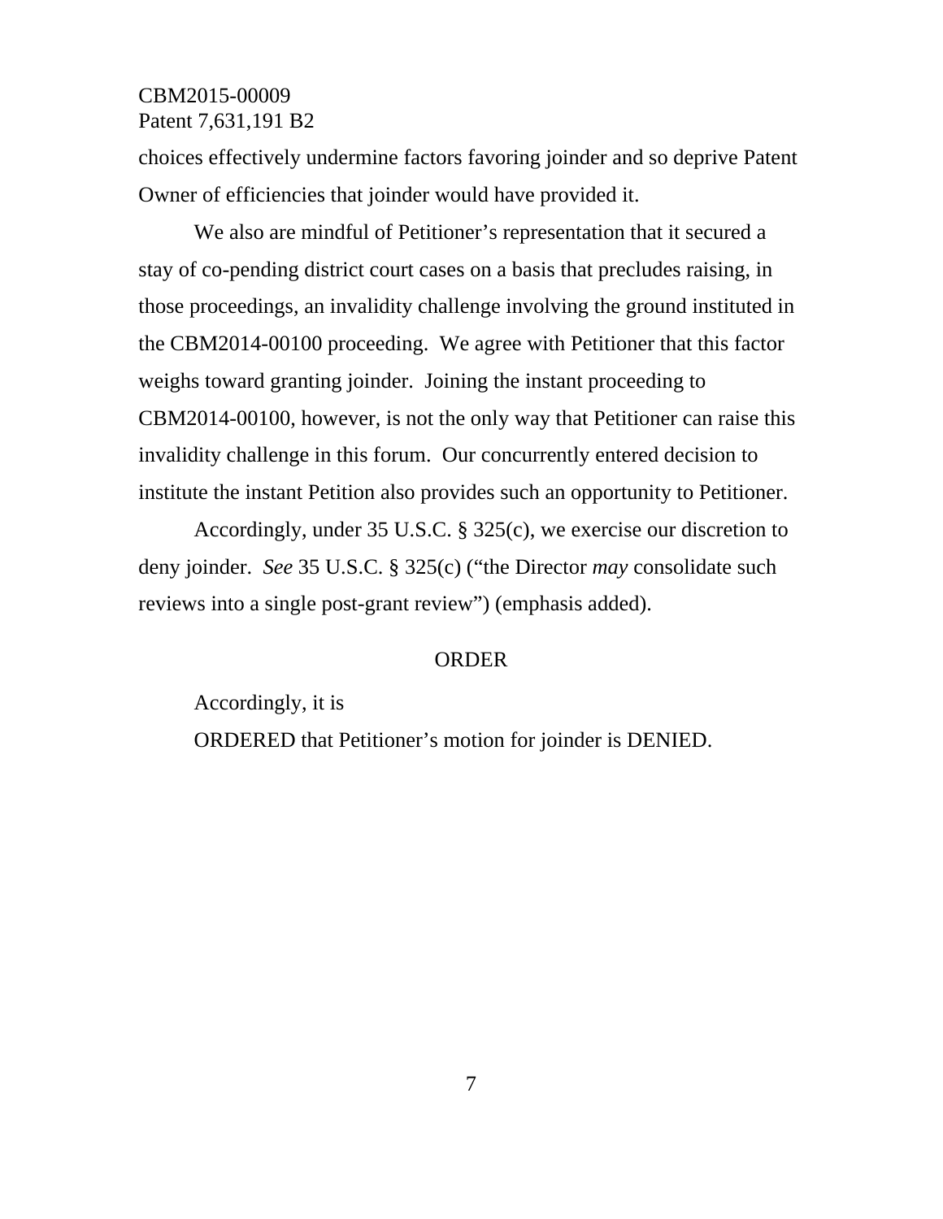choices effectively undermine factors favoring joinder and so deprive Patent Owner of efficiencies that joinder would have provided it.

We also are mindful of Petitioner's representation that it secured a stay of co-pending district court cases on a basis that precludes raising, in those proceedings, an invalidity challenge involving the ground instituted in the CBM2014-00100 proceeding. We agree with Petitioner that this factor weighs toward granting joinder. Joining the instant proceeding to CBM2014-00100, however, is not the only way that Petitioner can raise this invalidity challenge in this forum. Our concurrently entered decision to institute the instant Petition also provides such an opportunity to Petitioner.

Accordingly, under 35 U.S.C. § 325(c), we exercise our discretion to deny joinder. *See* 35 U.S.C. § 325(c) ("the Director *may* consolidate such reviews into a single post-grant review") (emphasis added).

## ORDER

Accordingly, it is

ORDERED that Petitioner's motion for joinder is DENIED.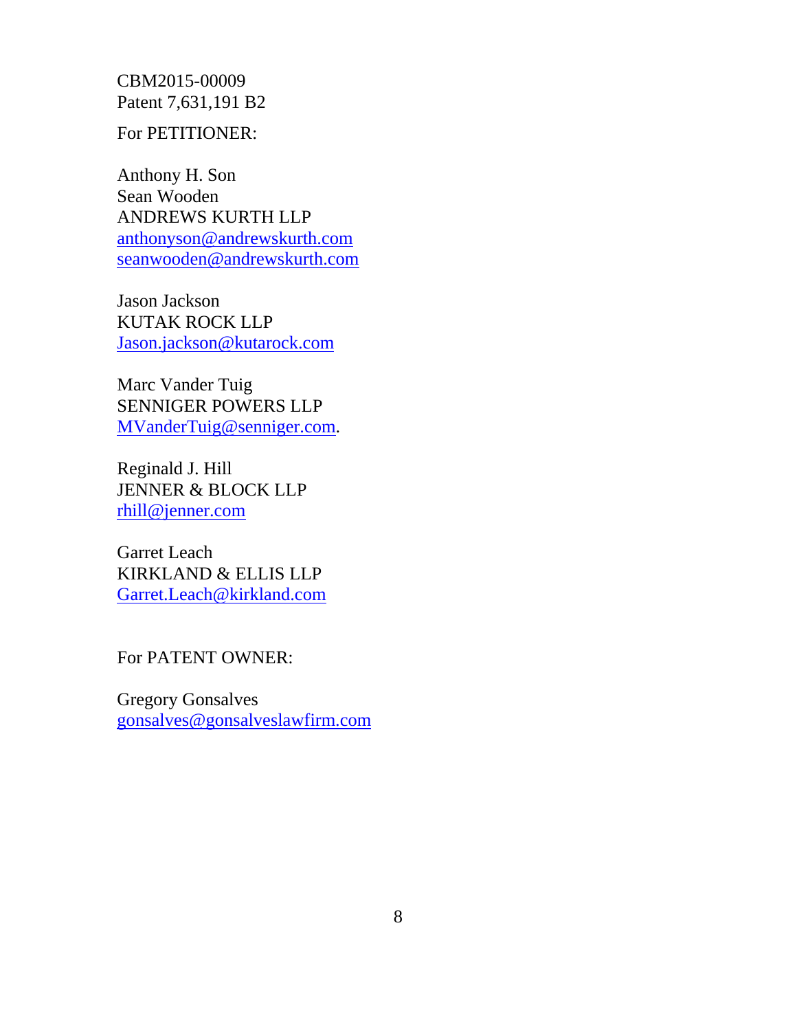CBM2015-00009
Patent 7,631,191 B2

For PETITIONER:

Anthony H. Son
Sean Wooden
ANDREWS KURTH LLP
anthonyson@andrewskurth.com
seanwooden@andrewskurth.com

Jason Jackson
KUTAK ROCK LLP
Jason.jackson@kutarock.com

Marc Vander Tuig
SENNIGER POWERS LLP
MVanderTuig@senniger.com.

Reginald J. Hill
JENNER & BLOCK LLP
rhill@jenner.com

Garret Leach
KIRKLAND & ELLIS LLP
Garret.Leach@kirkland.com

For PATENT OWNER:

Gregory Gonsalves
gonsalves@gonsalveslawfirm.com